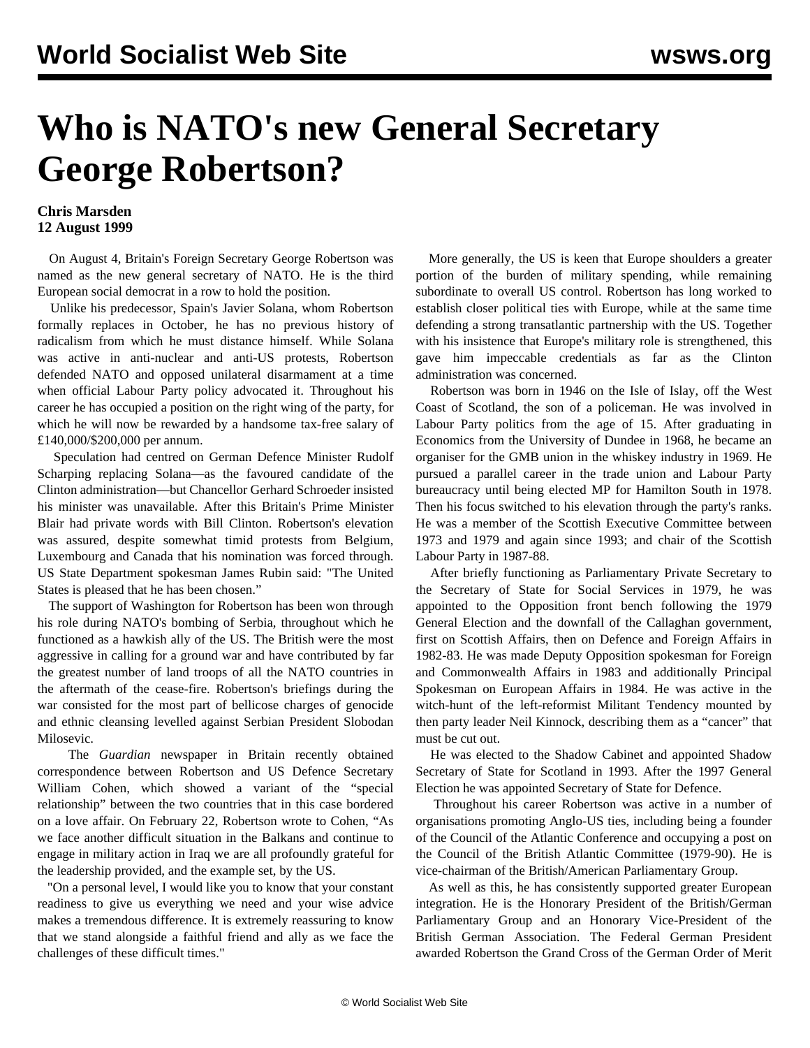# Who is NATO's new General Secretary George Robertson?

**Chris Marsden**
**12 August 1999**

On August 4, Britain's Foreign Secretary George Robertson was named as the new general secretary of NATO. He is the third European social democrat in a row to hold the position.

Unlike his predecessor, Spain's Javier Solana, whom Robertson formally replaces in October, he has no previous history of radicalism from which he must distance himself. While Solana was active in anti-nuclear and anti-US protests, Robertson defended NATO and opposed unilateral disarmament at a time when official Labour Party policy advocated it. Throughout his career he has occupied a position on the right wing of the party, for which he will now be rewarded by a handsome tax-free salary of £140,000/$200,000 per annum.

Speculation had centred on German Defence Minister Rudolf Scharping replacing Solana—as the favoured candidate of the Clinton administration—but Chancellor Gerhard Schroeder insisted his minister was unavailable. After this Britain's Prime Minister Blair had private words with Bill Clinton. Robertson's elevation was assured, despite somewhat timid protests from Belgium, Luxembourg and Canada that his nomination was forced through. US State Department spokesman James Rubin said: "The United States is pleased that he has been chosen."

The support of Washington for Robertson has been won through his role during NATO's bombing of Serbia, throughout which he functioned as a hawkish ally of the US. The British were the most aggressive in calling for a ground war and have contributed by far the greatest number of land troops of all the NATO countries in the aftermath of the cease-fire. Robertson's briefings during the war consisted for the most part of bellicose charges of genocide and ethnic cleansing levelled against Serbian President Slobodan Milosevic.

The *Guardian* newspaper in Britain recently obtained correspondence between Robertson and US Defence Secretary William Cohen, which showed a variant of the "special relationship" between the two countries that in this case bordered on a love affair. On February 22, Robertson wrote to Cohen, "As we face another difficult situation in the Balkans and continue to engage in military action in Iraq we are all profoundly grateful for the leadership provided, and the example set, by the US.

"On a personal level, I would like you to know that your constant readiness to give us everything we need and your wise advice makes a tremendous difference. It is extremely reassuring to know that we stand alongside a faithful friend and ally as we face the challenges of these difficult times."

More generally, the US is keen that Europe shoulders a greater portion of the burden of military spending, while remaining subordinate to overall US control. Robertson has long worked to establish closer political ties with Europe, while at the same time defending a strong transatlantic partnership with the US. Together with his insistence that Europe's military role is strengthened, this gave him impeccable credentials as far as the Clinton administration was concerned.

Robertson was born in 1946 on the Isle of Islay, off the West Coast of Scotland, the son of a policeman. He was involved in Labour Party politics from the age of 15. After graduating in Economics from the University of Dundee in 1968, he became an organiser for the GMB union in the whiskey industry in 1969. He pursued a parallel career in the trade union and Labour Party bureaucracy until being elected MP for Hamilton South in 1978. Then his focus switched to his elevation through the party's ranks. He was a member of the Scottish Executive Committee between 1973 and 1979 and again since 1993; and chair of the Scottish Labour Party in 1987-88.

After briefly functioning as Parliamentary Private Secretary to the Secretary of State for Social Services in 1979, he was appointed to the Opposition front bench following the 1979 General Election and the downfall of the Callaghan government, first on Scottish Affairs, then on Defence and Foreign Affairs in 1982-83. He was made Deputy Opposition spokesman for Foreign and Commonwealth Affairs in 1983 and additionally Principal Spokesman on European Affairs in 1984. He was active in the witch-hunt of the left-reformist Militant Tendency mounted by then party leader Neil Kinnock, describing them as a "cancer" that must be cut out.

He was elected to the Shadow Cabinet and appointed Shadow Secretary of State for Scotland in 1993. After the 1997 General Election he was appointed Secretary of State for Defence.

Throughout his career Robertson was active in a number of organisations promoting Anglo-US ties, including being a founder of the Council of the Atlantic Conference and occupying a post on the Council of the British Atlantic Committee (1979-90). He is vice-chairman of the British/American Parliamentary Group.

As well as this, he has consistently supported greater European integration. He is the Honorary President of the British/German Parliamentary Group and an Honorary Vice-President of the British German Association. The Federal German President awarded Robertson the Grand Cross of the German Order of Merit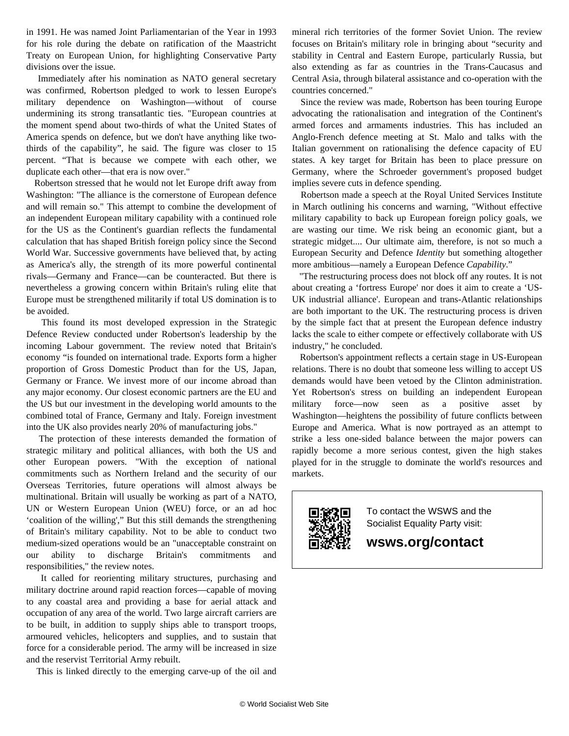in 1991. He was named Joint Parliamentarian of the Year in 1993 for his role during the debate on ratification of the Maastricht Treaty on European Union, for highlighting Conservative Party divisions over the issue.

Immediately after his nomination as NATO general secretary was confirmed, Robertson pledged to work to lessen Europe's military dependence on Washington—without of course undermining its strong transatlantic ties. "European countries at the moment spend about two-thirds of what the United States of America spends on defence, but we don't have anything like two-thirds of the capability", he said. The figure was closer to 15 percent. "That is because we compete with each other, we duplicate each other—that era is now over."

Robertson stressed that he would not let Europe drift away from Washington: "The alliance is the cornerstone of European defence and will remain so." This attempt to combine the development of an independent European military capability with a continued role for the US as the Continent's guardian reflects the fundamental calculation that has shaped British foreign policy since the Second World War. Successive governments have believed that, by acting as America's ally, the strength of its more powerful continental rivals—Germany and France—can be counteracted. But there is nevertheless a growing concern within Britain's ruling elite that Europe must be strengthened militarily if total US domination is to be avoided.

This found its most developed expression in the Strategic Defence Review conducted under Robertson's leadership by the incoming Labour government. The review noted that Britain's economy "is founded on international trade. Exports form a higher proportion of Gross Domestic Product than for the US, Japan, Germany or France. We invest more of our income abroad than any major economy. Our closest economic partners are the EU and the US but our investment in the developing world amounts to the combined total of France, Germany and Italy. Foreign investment into the UK also provides nearly 20% of manufacturing jobs."

The protection of these interests demanded the formation of strategic military and political alliances, with both the US and other European powers. "With the exception of national commitments such as Northern Ireland and the security of our Overseas Territories, future operations will almost always be multinational. Britain will usually be working as part of a NATO, UN or Western European Union (WEU) force, or an ad hoc 'coalition of the willing'," But this still demands the strengthening of Britain's military capability. Not to be able to conduct two medium-sized operations would be an "unacceptable constraint on our ability to discharge Britain's commitments and responsibilities," the review notes.

It called for reorienting military structures, purchasing and military doctrine around rapid reaction forces—capable of moving to any coastal area and providing a base for aerial attack and occupation of any area of the world. Two large aircraft carriers are to be built, in addition to supply ships able to transport troops, armoured vehicles, helicopters and supplies, and to sustain that force for a considerable period. The army will be increased in size and the reservist Territorial Army rebuilt.

This is linked directly to the emerging carve-up of the oil and mineral rich territories of the former Soviet Union. The review focuses on Britain's military role in bringing about "security and stability in Central and Eastern Europe, particularly Russia, but also extending as far as countries in the Trans-Caucasus and Central Asia, through bilateral assistance and co-operation with the countries concerned."

Since the review was made, Robertson has been touring Europe advocating the rationalisation and integration of the Continent's armed forces and armaments industries. This has included an Anglo-French defence meeting at St. Malo and talks with the Italian government on rationalising the defence capacity of EU states. A key target for Britain has been to place pressure on Germany, where the Schroeder government's proposed budget implies severe cuts in defence spending.

Robertson made a speech at the Royal United Services Institute in March outlining his concerns and warning, "Without effective military capability to back up European foreign policy goals, we are wasting our time. We risk being an economic giant, but a strategic midget.... Our ultimate aim, therefore, is not so much a European Security and Defence *Identity* but something altogether more ambitious—namely a European Defence *Capability*."

"The restructuring process does not block off any routes. It is not about creating a 'fortress Europe' nor does it aim to create a 'US-UK industrial alliance'. European and trans-Atlantic relationships are both important to the UK. The restructuring process is driven by the simple fact that at present the European defence industry lacks the scale to either compete or effectively collaborate with US industry," he concluded.

Robertson's appointment reflects a certain stage in US-European relations. There is no doubt that someone less willing to accept US demands would have been vetoed by the Clinton administration. Yet Robertson's stress on building an independent European military force—now seen as a positive asset by Washington—heightens the possibility of future conflicts between Europe and America. What is now portrayed as an attempt to strike a less one-sided balance between the major powers can rapidly become a more serious contest, given the high stakes played for in the struggle to dominate the world's resources and markets.

To contact the WSWS and the Socialist Equality Party visit:

**wsws.org/contact**